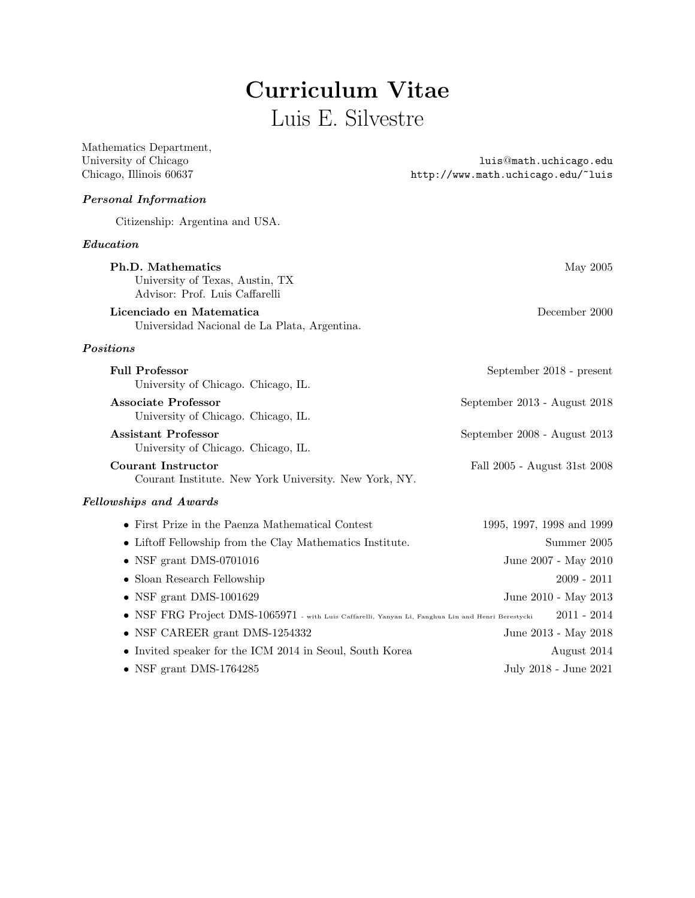# Curriculum Vitae

## Luis E. Silvestre

Mathematics Department,
University of Chicago
Chicago, Illinois 60637

luis@math.uchicago.edu
http://www.math.uchicago.edu/~luis

### *Personal Information*

Citizenship: Argentina and USA.

### *Education*

**Ph.D. Mathematics** — May 2005
University of Texas, Austin, TX
Advisor: Prof. Luis Caffarelli

**Licenciado en Matematica** — December 2000
Universidad Nacional de La Plata, Argentina.

### *Positions*

**Full Professor** — September 2018 - present
University of Chicago. Chicago, IL.

**Associate Professor** — September 2013 - August 2018
University of Chicago. Chicago, IL.

**Assistant Professor** — September 2008 - August 2013
University of Chicago. Chicago, IL.

**Courant Instructor** — Fall 2005 - August 31st 2008
Courant Institute. New York University. New York, NY.

### *Fellowships and Awards*

- First Prize in the Paenza Mathematical Contest — 1995, 1997, 1998 and 1999
- Liftoff Fellowship from the Clay Mathematics Institute. — Summer 2005
- NSF grant DMS-0701016 — June 2007 - May 2010
- Sloan Research Fellowship — 2009 - 2011
- NSF grant DMS-1001629 — June 2010 - May 2013
- NSF FRG Project DMS-1065971 - with Luis Caffarelli, Yanyan Li, Fanghua Lin and Henri Berestycki — 2011 - 2014
- NSF CAREER grant DMS-1254332 — June 2013 - May 2018
- Invited speaker for the ICM 2014 in Seoul, South Korea — August 2014
- NSF grant DMS-1764285 — July 2018 - June 2021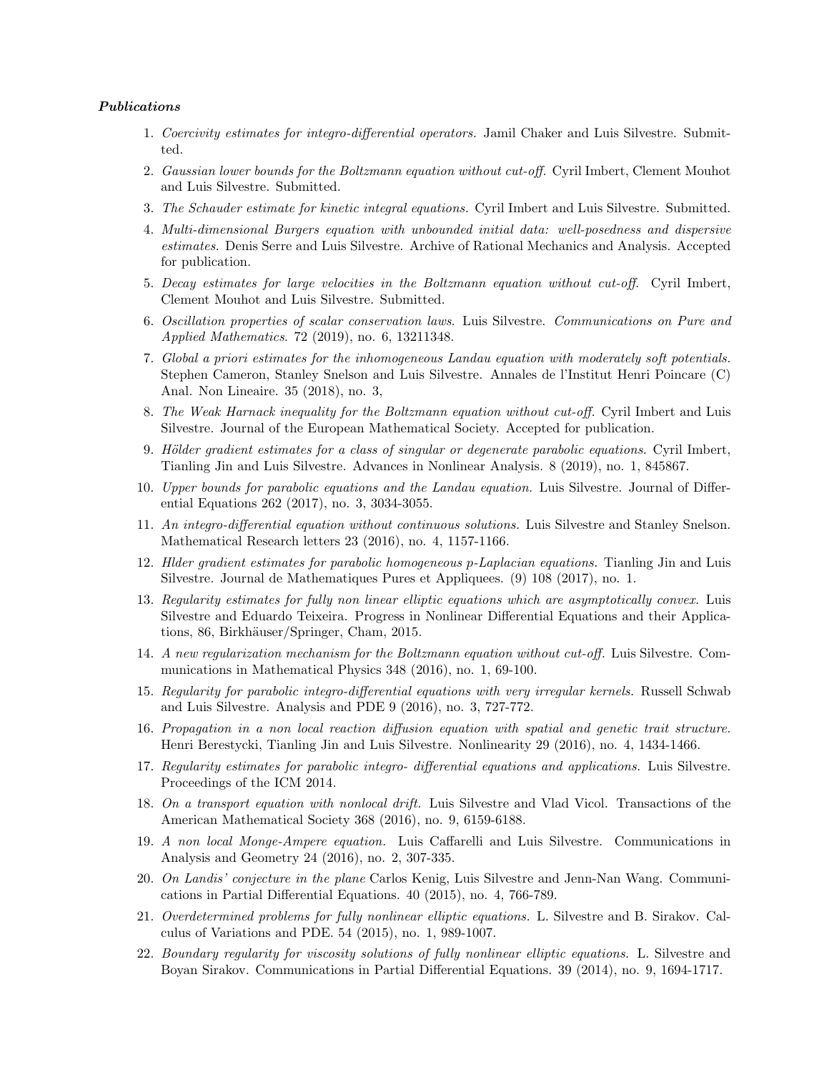***Publications***

1. *Coercivity estimates for integro-differential operators.* Jamil Chaker and Luis Silvestre. Submitted.
2. *Gaussian lower bounds for the Boltzmann equation without cut-off.* Cyril Imbert, Clement Mouhot and Luis Silvestre. Submitted.
3. *The Schauder estimate for kinetic integral equations.* Cyril Imbert and Luis Silvestre. Submitted.
4. *Multi-dimensional Burgers equation with unbounded initial data: well-posedness and dispersive estimates.* Denis Serre and Luis Silvestre. Archive of Rational Mechanics and Analysis. Accepted for publication.
5. *Decay estimates for large velocities in the Boltzmann equation without cut-off.* Cyril Imbert, Clement Mouhot and Luis Silvestre. Submitted.
6. *Oscillation properties of scalar conservation laws*. Luis Silvestre. *Communications on Pure and Applied Mathematics*. 72 (2019), no. 6, 13211348.
7. *Global a priori estimates for the inhomogeneous Landau equation with moderately soft potentials.* Stephen Cameron, Stanley Snelson and Luis Silvestre. Annales de l'Institut Henri Poincare (C) Anal. Non Lineaire. 35 (2018), no. 3,
8. *The Weak Harnack inequality for the Boltzmann equation without cut-off.* Cyril Imbert and Luis Silvestre. Journal of the European Mathematical Society. Accepted for publication.
9. *Hölder gradient estimates for a class of singular or degenerate parabolic equations.* Cyril Imbert, Tianling Jin and Luis Silvestre. Advances in Nonlinear Analysis. 8 (2019), no. 1, 845867.
10. *Upper bounds for parabolic equations and the Landau equation.* Luis Silvestre. Journal of Differential Equations 262 (2017), no. 3, 3034-3055.
11. *An integro-differential equation without continuous solutions.* Luis Silvestre and Stanley Snelson. Mathematical Research letters 23 (2016), no. 4, 1157-1166.
12. *Hlder gradient estimates for parabolic homogeneous p-Laplacian equations.* Tianling Jin and Luis Silvestre. Journal de Mathematiques Pures et Appliquees. (9) 108 (2017), no. 1.
13. *Regularity estimates for fully non linear elliptic equations which are asymptotically convex*. Luis Silvestre and Eduardo Teixeira. Progress in Nonlinear Differential Equations and their Applications, 86, Birkhäuser/Springer, Cham, 2015.
14. *A new regularization mechanism for the Boltzmann equation without cut-off.* Luis Silvestre. Communications in Mathematical Physics 348 (2016), no. 1, 69-100.
15. *Regularity for parabolic integro-differential equations with very irregular kernels.* Russell Schwab and Luis Silvestre. Analysis and PDE 9 (2016), no. 3, 727-772.
16. *Propagation in a non local reaction diffusion equation with spatial and genetic trait structure.* Henri Berestycki, Tianling Jin and Luis Silvestre. Nonlinearity 29 (2016), no. 4, 1434-1466.
17. *Regularity estimates for parabolic integro- differential equations and applications.* Luis Silvestre. Proceedings of the ICM 2014.
18. *On a transport equation with nonlocal drift.* Luis Silvestre and Vlad Vicol. Transactions of the American Mathematical Society 368 (2016), no. 9, 6159-6188.
19. *A non local Monge-Ampere equation.* Luis Caffarelli and Luis Silvestre. Communications in Analysis and Geometry 24 (2016), no. 2, 307-335.
20. *On Landis' conjecture in the plane* Carlos Kenig, Luis Silvestre and Jenn-Nan Wang. Communications in Partial Differential Equations. 40 (2015), no. 4, 766-789.
21. *Overdetermined problems for fully nonlinear elliptic equations.* L. Silvestre and B. Sirakov. Calculus of Variations and PDE. 54 (2015), no. 1, 989-1007.
22. *Boundary regularity for viscosity solutions of fully nonlinear elliptic equations.* L. Silvestre and Boyan Sirakov. Communications in Partial Differential Equations. 39 (2014), no. 9, 1694-1717.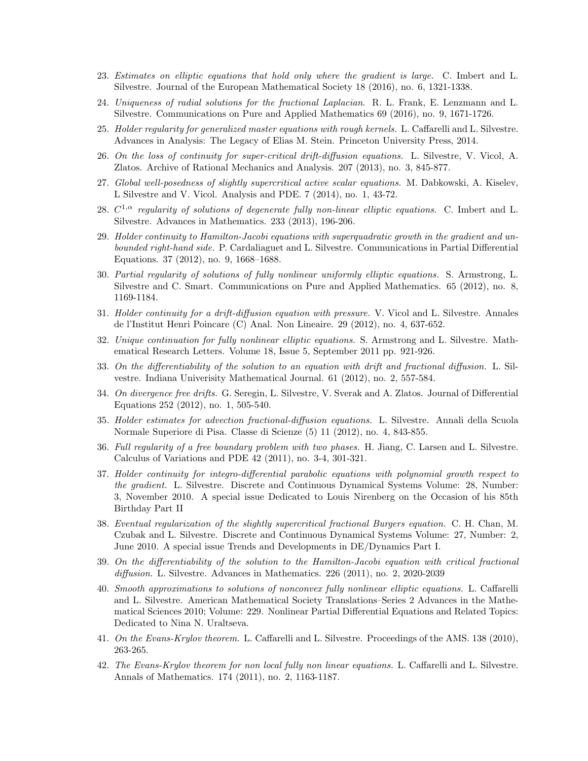23. *Estimates on elliptic equations that hold only where the gradient is large.* C. Imbert and L. Silvestre. Journal of the European Mathematical Society 18 (2016), no. 6, 1321-1338.
24. *Uniqueness of radial solutions for the fractional Laplacian*. R. L. Frank, E. Lenzmann and L. Silvestre. Communications on Pure and Applied Mathematics 69 (2016), no. 9, 1671-1726.
25. *Holder regularity for generalized master equations with rough kernels.* L. Caffarelli and L. Silvestre. Advances in Analysis: The Legacy of Elias M. Stein. Princeton University Press, 2014.
26. *On the loss of continuity for super-critical drift-diffusion equations.* L. Silvestre, V. Vicol, A. Zlatos. Archive of Rational Mechanics and Analysis. 207 (2013), no. 3, 845-877.
27. *Global well-posedness of slightly supercritical active scalar equations.* M. Dabkowski, A. Kiselev, L Silvestre and V. Vicol. Analysis and PDE. 7 (2014), no. 1, 43-72.
28. *$C^{1,\alpha}$ regularity of solutions of degenerate fully non-linear elliptic equations.* C. Imbert and L. Silvestre. Advances in Mathematics. 233 (2013), 196-206.
29. *Holder continuity to Hamilton-Jacobi equations with superquadratic growth in the gradient and unbounded right-hand side.* P. Cardaliaguet and L. Silvestre. Communications in Partial Differential Equations. 37 (2012), no. 9, 1668–1688.
30. *Partial regularity of solutions of fully nonlinear uniformly elliptic equations.* S. Armstrong, L. Silvestre and C. Smart. Communications on Pure and Applied Mathematics. 65 (2012), no. 8, 1169-1184.
31. *Holder continuity for a drift-diffusion equation with pressure.* V. Vicol and L. Silvestre. Annales de l'Institut Henri Poincare (C) Anal. Non Lineaire. 29 (2012), no. 4, 637-652.
32. *Unique continuation for fully nonlinear elliptic equations*. S. Armstrong and L. Silvestre. Mathematical Research Letters. Volume 18, Issue 5, September 2011 pp. 921-926.
33. *On the differentiability of the solution to an equation with drift and fractional diffusion.* L. Silvestre. Indiana Univerisity Mathematical Journal. 61 (2012), no. 2, 557-584.
34. *On divergence free drifts*. G. Seregin, L. Silvestre, V. Sverak and A. Zlatos. Journal of Differential Equations 252 (2012), no. 1, 505-540.
35. *Holder estimates for advection fractional-diffusion equations.* L. Silvestre. Annali della Scuola Normale Superiore di Pisa. Classe di Scienze (5) 11 (2012), no. 4, 843-855.
36. *Full regularity of a free boundary problem with two phases.* H. Jiang, C. Larsen and L. Silvestre. Calculus of Variations and PDE 42 (2011), no. 3-4, 301-321.
37. *Holder continuity for integro-differential parabolic equations with polynomial growth respect to the gradient.* L. Silvestre. Discrete and Continuous Dynamical Systems Volume: 28, Number: 3, November 2010. A special issue Dedicated to Louis Nirenberg on the Occasion of his 85th Birthday Part II
38. *Eventual regularization of the slightly supercritical fractional Burgers equation.* C. H. Chan, M. Czubak and L. Silvestre. Discrete and Continuous Dynamical Systems Volume: 27, Number: 2, June 2010. A special issue Trends and Developments in DE/Dynamics Part I.
39. *On the differentiability of the solution to the Hamilton-Jacobi equation with critical fractional diffusion.* L. Silvestre. Advances in Mathematics. 226 (2011), no. 2, 2020-2039
40. *Smooth approximations to solutions of nonconvex fully nonlinear elliptic equations.* L. Caffarelli and L. Silvestre. American Mathematical Society Translations–Series 2 Advances in the Mathematical Sciences 2010; Volume: 229. Nonlinear Partial Differential Equations and Related Topics: Dedicated to Nina N. Uraltseva.
41. *On the Evans-Krylov theorem.* L. Caffarelli and L. Silvestre. Proceedings of the AMS. 138 (2010), 263-265.
42. *The Evans-Krylov theorem for non local fully non linear equations.* L. Caffarelli and L. Silvestre. Annals of Mathematics. 174 (2011), no. 2, 1163-1187.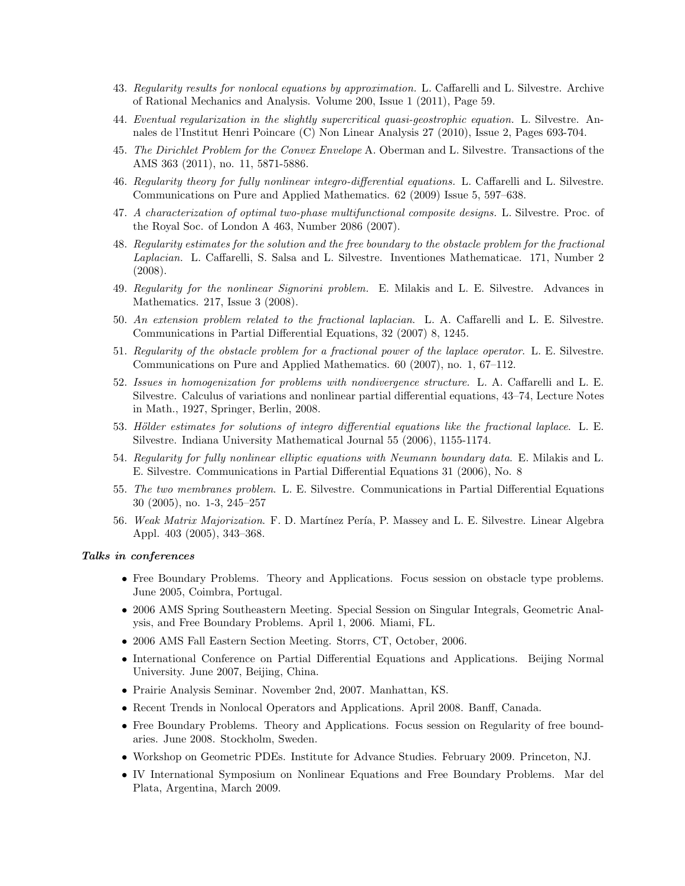43. *Regularity results for nonlocal equations by approximation.* L. Caffarelli and L. Silvestre. Archive of Rational Mechanics and Analysis. Volume 200, Issue 1 (2011), Page 59.
44. *Eventual regularization in the slightly supercritical quasi-geostrophic equation.* L. Silvestre. Annales de l'Institut Henri Poincare (C) Non Linear Analysis 27 (2010), Issue 2, Pages 693-704.
45. *The Dirichlet Problem for the Convex Envelope* A. Oberman and L. Silvestre. Transactions of the AMS 363 (2011), no. 11, 5871-5886.
46. *Regularity theory for fully nonlinear integro-differential equations.* L. Caffarelli and L. Silvestre. Communications on Pure and Applied Mathematics. 62 (2009) Issue 5, 597–638.
47. *A characterization of optimal two-phase multifunctional composite designs.* L. Silvestre. Proc. of the Royal Soc. of London A 463, Number 2086 (2007).
48. *Regularity estimates for the solution and the free boundary to the obstacle problem for the fractional Laplacian.* L. Caffarelli, S. Salsa and L. Silvestre. Inventiones Mathematicae. 171, Number 2 (2008).
49. *Regularity for the nonlinear Signorini problem.* E. Milakis and L. E. Silvestre. Advances in Mathematics. 217, Issue 3 (2008).
50. *An extension problem related to the fractional laplacian.* L. A. Caffarelli and L. E. Silvestre. Communications in Partial Differential Equations, 32 (2007) 8, 1245.
51. *Regularity of the obstacle problem for a fractional power of the laplace operator.* L. E. Silvestre. Communications on Pure and Applied Mathematics. 60 (2007), no. 1, 67–112.
52. *Issues in homogenization for problems with nondivergence structure.* L. A. Caffarelli and L. E. Silvestre. Calculus of variations and nonlinear partial differential equations, 43–74, Lecture Notes in Math., 1927, Springer, Berlin, 2008.
53. *Hölder estimates for solutions of integro differential equations like the fractional laplace.* L. E. Silvestre. Indiana University Mathematical Journal 55 (2006), 1155-1174.
54. *Regularity for fully nonlinear elliptic equations with Neumann boundary data.* E. Milakis and L. E. Silvestre. Communications in Partial Differential Equations 31 (2006), No. 8
55. *The two membranes problem.* L. E. Silvestre. Communications in Partial Differential Equations 30 (2005), no. 1-3, 245–257
56. *Weak Matrix Majorization.* F. D. Martínez Pería, P. Massey and L. E. Silvestre. Linear Algebra Appl. 403 (2005), 343–368.

***Talks in conferences***

- Free Boundary Problems. Theory and Applications. Focus session on obstacle type problems. June 2005, Coimbra, Portugal.
- 2006 AMS Spring Southeastern Meeting. Special Session on Singular Integrals, Geometric Analysis, and Free Boundary Problems. April 1, 2006. Miami, FL.
- 2006 AMS Fall Eastern Section Meeting. Storrs, CT, October, 2006.
- International Conference on Partial Differential Equations and Applications. Beijing Normal University. June 2007, Beijing, China.
- Prairie Analysis Seminar. November 2nd, 2007. Manhattan, KS.
- Recent Trends in Nonlocal Operators and Applications. April 2008. Banff, Canada.
- Free Boundary Problems. Theory and Applications. Focus session on Regularity of free boundaries. June 2008. Stockholm, Sweden.
- Workshop on Geometric PDEs. Institute for Advance Studies. February 2009. Princeton, NJ.
- IV International Symposium on Nonlinear Equations and Free Boundary Problems. Mar del Plata, Argentina, March 2009.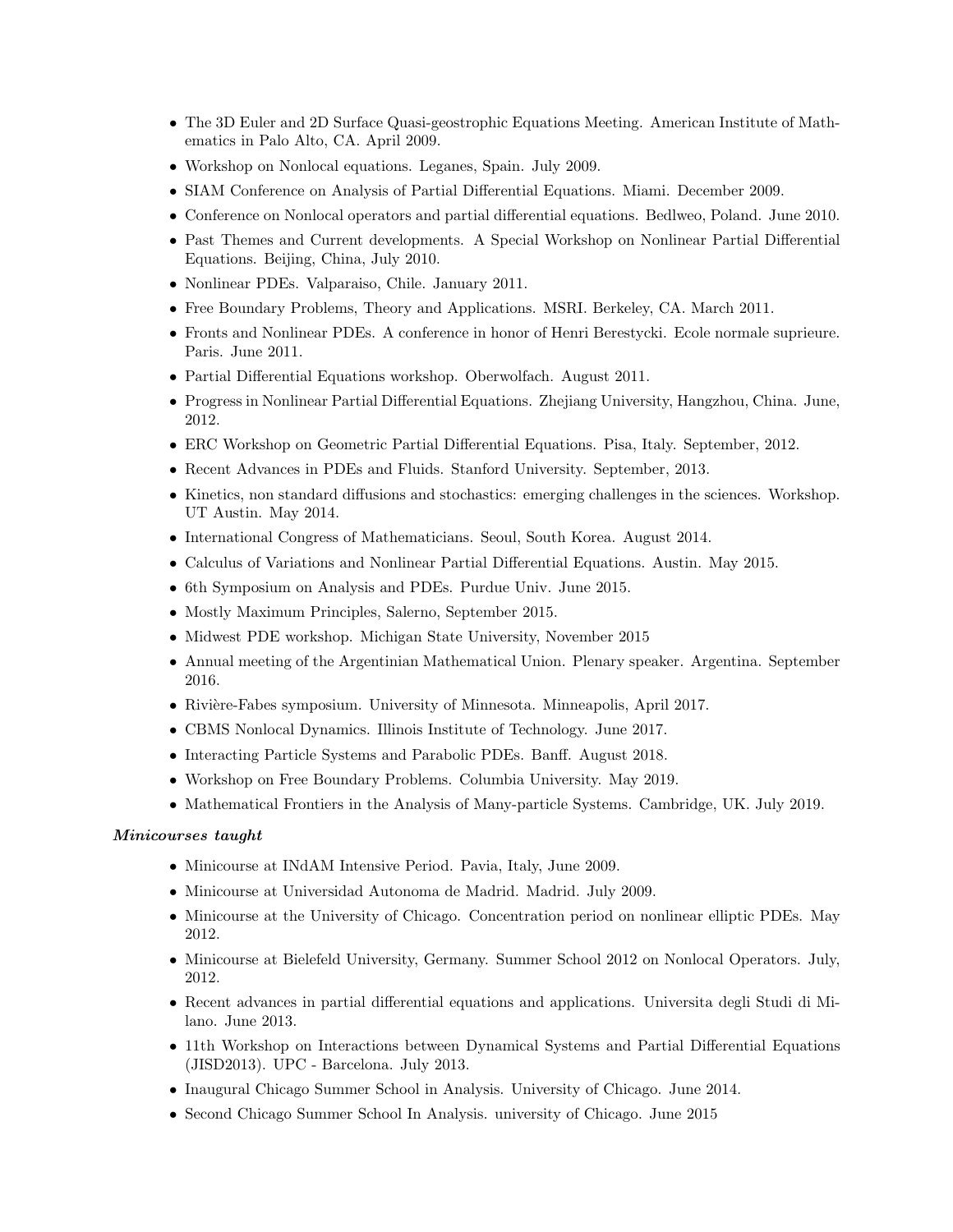- The 3D Euler and 2D Surface Quasi-geostrophic Equations Meeting. American Institute of Mathematics in Palo Alto, CA. April 2009.
- Workshop on Nonlocal equations. Leganes, Spain. July 2009.
- SIAM Conference on Analysis of Partial Differential Equations. Miami. December 2009.
- Conference on Nonlocal operators and partial differential equations. Bedlweo, Poland. June 2010.
- Past Themes and Current developments. A Special Workshop on Nonlinear Partial Differential Equations. Beijing, China, July 2010.
- Nonlinear PDEs. Valparaiso, Chile. January 2011.
- Free Boundary Problems, Theory and Applications. MSRI. Berkeley, CA. March 2011.
- Fronts and Nonlinear PDEs. A conference in honor of Henri Berestycki. Ecole normale suprieure. Paris. June 2011.
- Partial Differential Equations workshop. Oberwolfach. August 2011.
- Progress in Nonlinear Partial Differential Equations. Zhejiang University, Hangzhou, China. June, 2012.
- ERC Workshop on Geometric Partial Differential Equations. Pisa, Italy. September, 2012.
- Recent Advances in PDEs and Fluids. Stanford University. September, 2013.
- Kinetics, non standard diffusions and stochastics: emerging challenges in the sciences. Workshop. UT Austin. May 2014.
- International Congress of Mathematicians. Seoul, South Korea. August 2014.
- Calculus of Variations and Nonlinear Partial Differential Equations. Austin. May 2015.
- 6th Symposium on Analysis and PDEs. Purdue Univ. June 2015.
- Mostly Maximum Principles, Salerno, September 2015.
- Midwest PDE workshop. Michigan State University, November 2015
- Annual meeting of the Argentinian Mathematical Union. Plenary speaker. Argentina. September 2016.
- Rivière-Fabes symposium. University of Minnesota. Minneapolis, April 2017.
- CBMS Nonlocal Dynamics. Illinois Institute of Technology. June 2017.
- Interacting Particle Systems and Parabolic PDEs. Banff. August 2018.
- Workshop on Free Boundary Problems. Columbia University. May 2019.
- Mathematical Frontiers in the Analysis of Many-particle Systems. Cambridge, UK. July 2019.

***Minicourses taught***

- Minicourse at INdAM Intensive Period. Pavia, Italy, June 2009.
- Minicourse at Universidad Autonoma de Madrid. Madrid. July 2009.
- Minicourse at the University of Chicago. Concentration period on nonlinear elliptic PDEs. May 2012.
- Minicourse at Bielefeld University, Germany. Summer School 2012 on Nonlocal Operators. July, 2012.
- Recent advances in partial differential equations and applications. Universita degli Studi di Milano. June 2013.
- 11th Workshop on Interactions between Dynamical Systems and Partial Differential Equations (JISD2013). UPC - Barcelona. July 2013.
- Inaugural Chicago Summer School in Analysis. University of Chicago. June 2014.
- Second Chicago Summer School In Analysis. university of Chicago. June 2015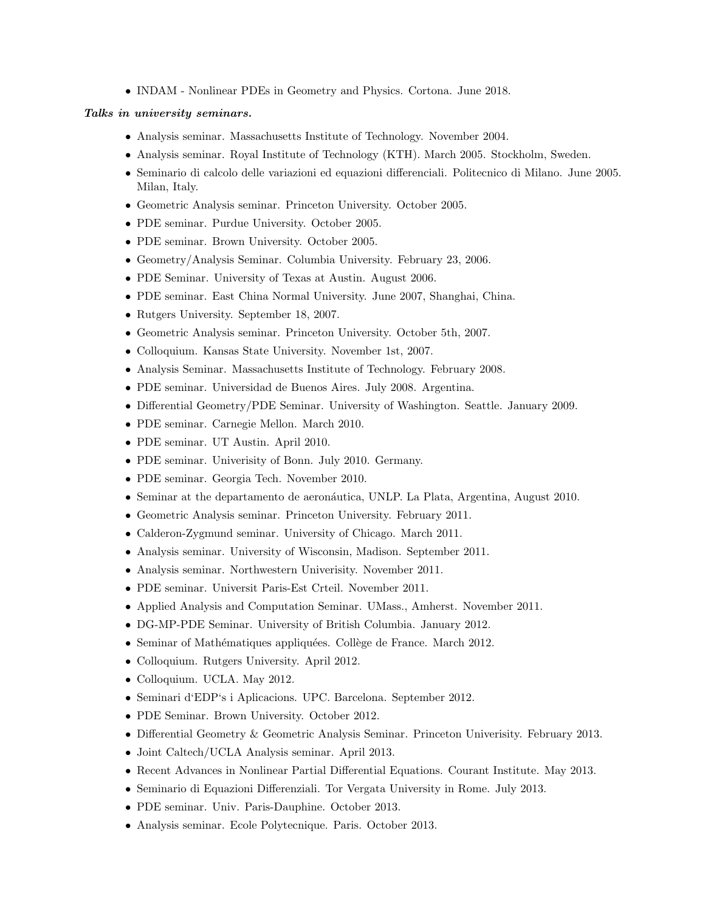- INDAM - Nonlinear PDEs in Geometry and Physics. Cortona. June 2018.

***Talks in university seminars.***

- Analysis seminar. Massachusetts Institute of Technology. November 2004.
- Analysis seminar. Royal Institute of Technology (KTH). March 2005. Stockholm, Sweden.
- Seminario di calcolo delle variazioni ed equazioni differenciali. Politecnico di Milano. June 2005. Milan, Italy.
- Geometric Analysis seminar. Princeton University. October 2005.
- PDE seminar. Purdue University. October 2005.
- PDE seminar. Brown University. October 2005.
- Geometry/Analysis Seminar. Columbia University. February 23, 2006.
- PDE Seminar. University of Texas at Austin. August 2006.
- PDE seminar. East China Normal University. June 2007, Shanghai, China.
- Rutgers University. September 18, 2007.
- Geometric Analysis seminar. Princeton University. October 5th, 2007.
- Colloquium. Kansas State University. November 1st, 2007.
- Analysis Seminar. Massachusetts Institute of Technology. February 2008.
- PDE seminar. Universidad de Buenos Aires. July 2008. Argentina.
- Differential Geometry/PDE Seminar. University of Washington. Seattle. January 2009.
- PDE seminar. Carnegie Mellon. March 2010.
- PDE seminar. UT Austin. April 2010.
- PDE seminar. Univerisity of Bonn. July 2010. Germany.
- PDE seminar. Georgia Tech. November 2010.
- Seminar at the departamento de aeronáutica, UNLP. La Plata, Argentina, August 2010.
- Geometric Analysis seminar. Princeton University. February 2011.
- Calderon-Zygmund seminar. University of Chicago. March 2011.
- Analysis seminar. University of Wisconsin, Madison. September 2011.
- Analysis seminar. Northwestern Univerisity. November 2011.
- PDE seminar. Universit Paris-Est Crteil. November 2011.
- Applied Analysis and Computation Seminar. UMass., Amherst. November 2011.
- DG-MP-PDE Seminar. University of British Columbia. January 2012.
- Seminar of Mathématiques appliquées. Collège de France. March 2012.
- Colloquium. Rutgers University. April 2012.
- Colloquium. UCLA. May 2012.
- Seminari d'EDP's i Aplicacions. UPC. Barcelona. September 2012.
- PDE Seminar. Brown University. October 2012.
- Differential Geometry & Geometric Analysis Seminar. Princeton Univerisity. February 2013.
- Joint Caltech/UCLA Analysis seminar. April 2013.
- Recent Advances in Nonlinear Partial Differential Equations. Courant Institute. May 2013.
- Seminario di Equazioni Differenziali. Tor Vergata University in Rome. July 2013.
- PDE seminar. Univ. Paris-Dauphine. October 2013.
- Analysis seminar. Ecole Polytecnique. Paris. October 2013.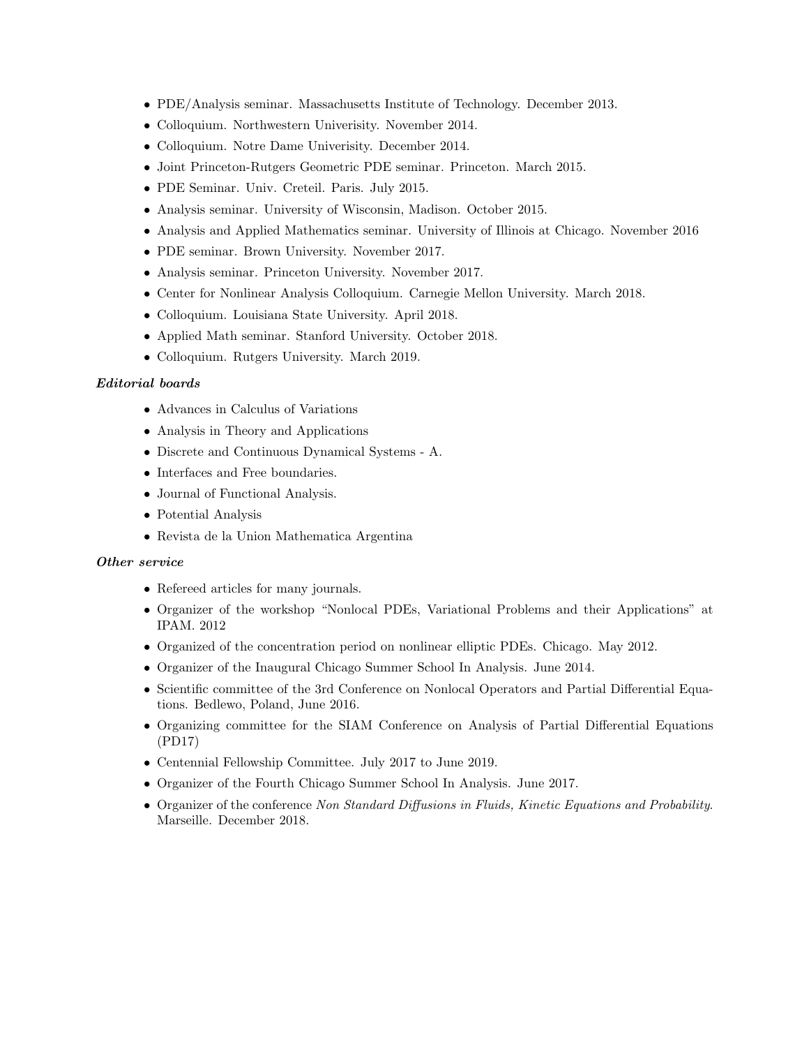- PDE/Analysis seminar. Massachusetts Institute of Technology. December 2013.
- Colloquium. Northwestern Univerisity. November 2014.
- Colloquium. Notre Dame Univerisity. December 2014.
- Joint Princeton-Rutgers Geometric PDE seminar. Princeton. March 2015.
- PDE Seminar. Univ. Creteil. Paris. July 2015.
- Analysis seminar. University of Wisconsin, Madison. October 2015.
- Analysis and Applied Mathematics seminar. University of Illinois at Chicago. November 2016
- PDE seminar. Brown University. November 2017.
- Analysis seminar. Princeton University. November 2017.
- Center for Nonlinear Analysis Colloquium. Carnegie Mellon University. March 2018.
- Colloquium. Louisiana State University. April 2018.
- Applied Math seminar. Stanford University. October 2018.
- Colloquium. Rutgers University. March 2019.

***Editorial boards***

- Advances in Calculus of Variations
- Analysis in Theory and Applications
- Discrete and Continuous Dynamical Systems - A.
- Interfaces and Free boundaries.
- Journal of Functional Analysis.
- Potential Analysis
- Revista de la Union Mathematica Argentina

***Other service***

- Refereed articles for many journals.
- Organizer of the workshop “Nonlocal PDEs, Variational Problems and their Applications” at IPAM. 2012
- Organized of the concentration period on nonlinear elliptic PDEs. Chicago. May 2012.
- Organizer of the Inaugural Chicago Summer School In Analysis. June 2014.
- Scientific committee of the 3rd Conference on Nonlocal Operators and Partial Differential Equations. Bedlewo, Poland, June 2016.
- Organizing committee for the SIAM Conference on Analysis of Partial Differential Equations (PD17)
- Centennial Fellowship Committee. July 2017 to June 2019.
- Organizer of the Fourth Chicago Summer School In Analysis. June 2017.
- Organizer of the conference *Non Standard Diffusions in Fluids, Kinetic Equations and Probability*. Marseille. December 2018.